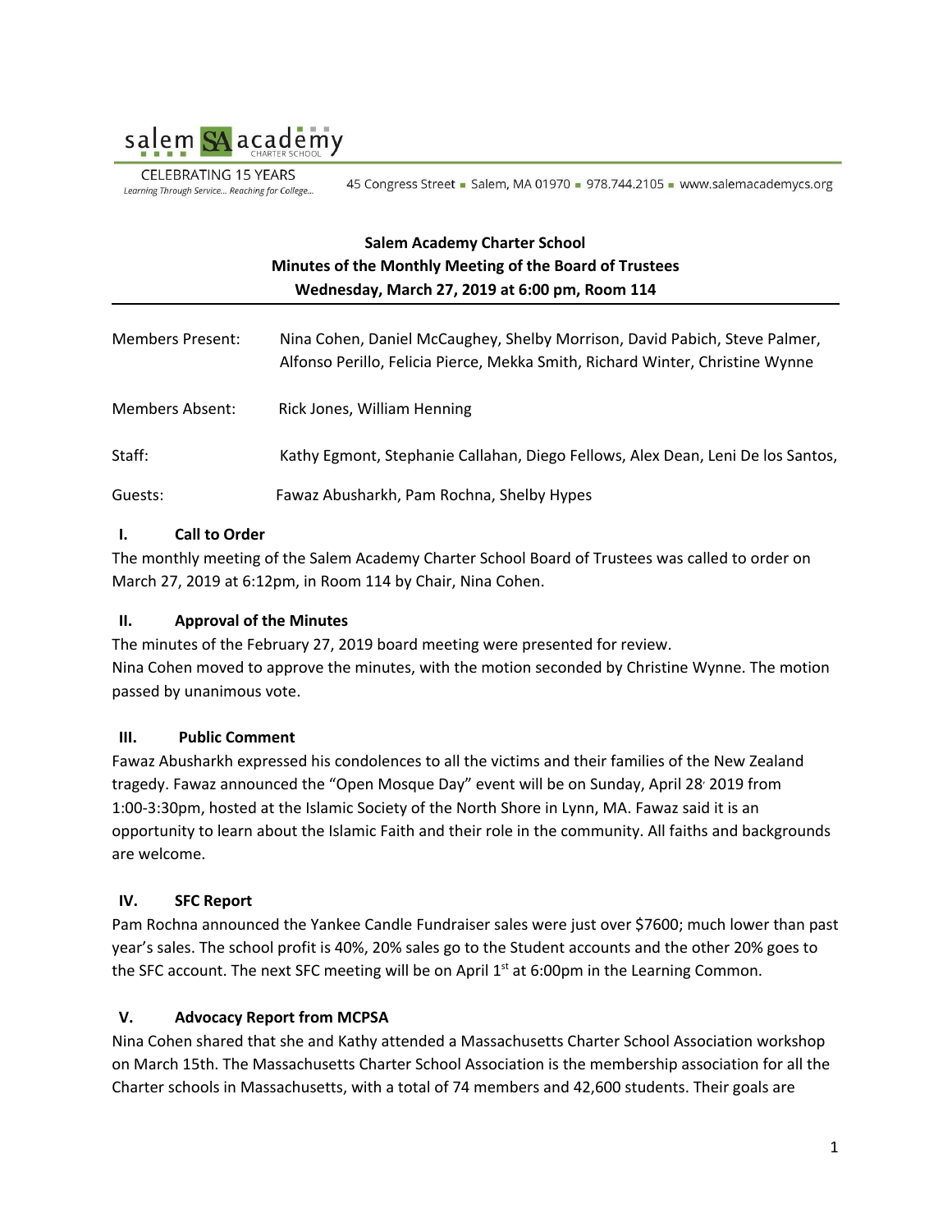salem SA academy CHARTER SCHOOL

CELEBRATING 15 YEARS
*Learning Through Service... Reaching for College...*

45 Congress Street ▪ Salem, MA 01970 ▪ 978.744.2105 ▪ www.salemacademycs.org

**Salem Academy Charter School**
**Minutes of the Monthly Meeting of the Board of Trustees**
**Wednesday, March 27, 2019 at 6:00 pm, Room 114**

---

Members Present: Nina Cohen, Daniel McCaughey, Shelby Morrison, David Pabich, Steve Palmer, Alfonso Perillo, Felicia Pierce, Mekka Smith, Richard Winter, Christine Wynne

Members Absent: Rick Jones, William Henning

Staff: Kathy Egmont, Stephanie Callahan, Diego Fellows, Alex Dean, Leni De los Santos,

Guests: Fawaz Abusharkh, Pam Rochna, Shelby Hypes

## I. Call to Order

The monthly meeting of the Salem Academy Charter School Board of Trustees was called to order on March 27, 2019 at 6:12pm, in Room 114 by Chair, Nina Cohen.

## II. Approval of the Minutes

The minutes of the February 27, 2019 board meeting were presented for review.
Nina Cohen moved to approve the minutes, with the motion seconded by Christine Wynne. The motion passed by unanimous vote.

## III. Public Comment

Fawaz Abusharkh expressed his condolences to all the victims and their families of the New Zealand tragedy. Fawaz announced the "Open Mosque Day" event will be on Sunday, April 28, 2019 from 1:00-3:30pm, hosted at the Islamic Society of the North Shore in Lynn, MA. Fawaz said it is an opportunity to learn about the Islamic Faith and their role in the community. All faiths and backgrounds are welcome.

## IV. SFC Report

Pam Rochna announced the Yankee Candle Fundraiser sales were just over $7600; much lower than past year's sales. The school profit is 40%, 20% sales go to the Student accounts and the other 20% goes to the SFC account. The next SFC meeting will be on April 1st at 6:00pm in the Learning Common.

## V. Advocacy Report from MCPSA

Nina Cohen shared that she and Kathy attended a Massachusetts Charter School Association workshop on March 15th. The Massachusetts Charter School Association is the membership association for all the Charter schools in Massachusetts, with a total of 74 members and 42,600 students. Their goals are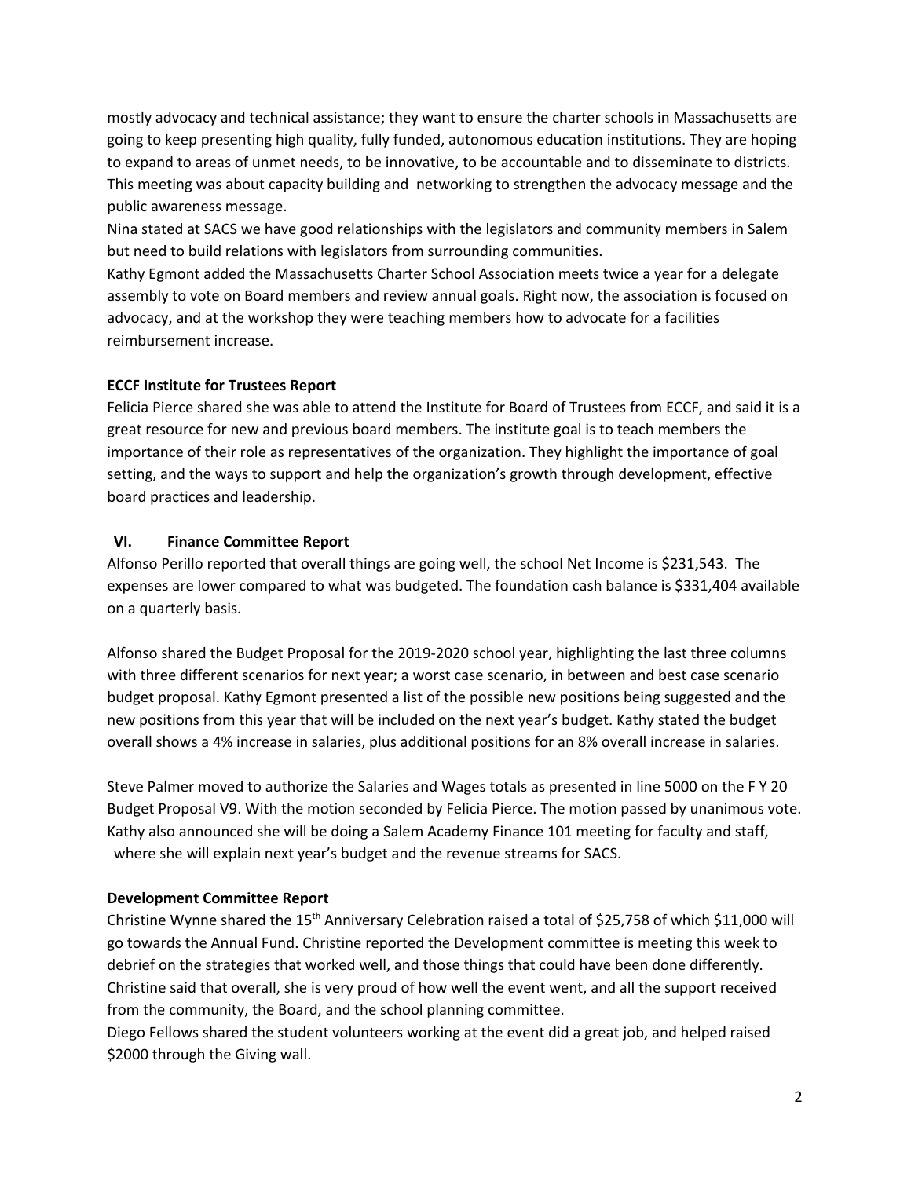mostly advocacy and technical assistance; they want to ensure the charter schools in Massachusetts are going to keep presenting high quality, fully funded, autonomous education institutions. They are hoping to expand to areas of unmet needs, to be innovative, to be accountable and to disseminate to districts. This meeting was about capacity building and networking to strengthen the advocacy message and the public awareness message.

Nina stated at SACS we have good relationships with the legislators and community members in Salem but need to build relations with legislators from surrounding communities.

Kathy Egmont added the Massachusetts Charter School Association meets twice a year for a delegate assembly to vote on Board members and review annual goals. Right now, the association is focused on advocacy, and at the workshop they were teaching members how to advocate for a facilities reimbursement increase.

**ECCF Institute for Trustees Report**

Felicia Pierce shared she was able to attend the Institute for Board of Trustees from ECCF, and said it is a great resource for new and previous board members. The institute goal is to teach members the importance of their role as representatives of the organization. They highlight the importance of goal setting, and the ways to support and help the organization's growth through development, effective board practices and leadership.

## VI. Finance Committee Report

Alfonso Perillo reported that overall things are going well, the school Net Income is $231,543. The expenses are lower compared to what was budgeted. The foundation cash balance is $331,404 available on a quarterly basis.

Alfonso shared the Budget Proposal for the 2019-2020 school year, highlighting the last three columns with three different scenarios for next year; a worst case scenario, in between and best case scenario budget proposal. Kathy Egmont presented a list of the possible new positions being suggested and the new positions from this year that will be included on the next year's budget. Kathy stated the budget overall shows a 4% increase in salaries, plus additional positions for an 8% overall increase in salaries.

Steve Palmer moved to authorize the Salaries and Wages totals as presented in line 5000 on the F Y 20 Budget Proposal V9. With the motion seconded by Felicia Pierce. The motion passed by unanimous vote. Kathy also announced she will be doing a Salem Academy Finance 101 meeting for faculty and staff, where she will explain next year's budget and the revenue streams for SACS.

**Development Committee Report**

Christine Wynne shared the 15th Anniversary Celebration raised a total of $25,758 of which $11,000 will go towards the Annual Fund. Christine reported the Development committee is meeting this week to debrief on the strategies that worked well, and those things that could have been done differently. Christine said that overall, she is very proud of how well the event went, and all the support received from the community, the Board, and the school planning committee.

Diego Fellows shared the student volunteers working at the event did a great job, and helped raised $2000 through the Giving wall.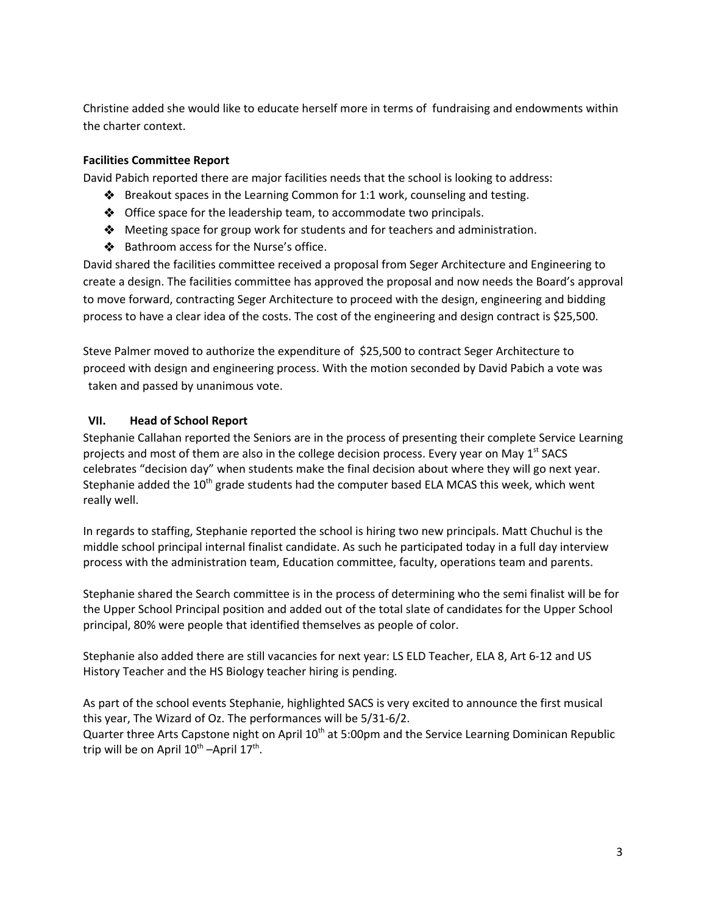Christine added she would like to educate herself more in terms of fundraising and endowments within the charter context.

**Facilities Committee Report**

David Pabich reported there are major facilities needs that the school is looking to address:

- Breakout spaces in the Learning Common for 1:1 work, counseling and testing.
- Office space for the leadership team, to accommodate two principals.
- Meeting space for group work for students and for teachers and administration.
- Bathroom access for the Nurse's office.

David shared the facilities committee received a proposal from Seger Architecture and Engineering to create a design. The facilities committee has approved the proposal and now needs the Board's approval to move forward, contracting Seger Architecture to proceed with the design, engineering and bidding process to have a clear idea of the costs. The cost of the engineering and design contract is $25,500.

Steve Palmer moved to authorize the expenditure of $25,500 to contract Seger Architecture to proceed with design and engineering process. With the motion seconded by David Pabich a vote was taken and passed by unanimous vote.

## VII. Head of School Report

Stephanie Callahan reported the Seniors are in the process of presenting their complete Service Learning projects and most of them are also in the college decision process. Every year on May 1st SACS celebrates "decision day" when students make the final decision about where they will go next year. Stephanie added the 10th grade students had the computer based ELA MCAS this week, which went really well.

In regards to staffing, Stephanie reported the school is hiring two new principals. Matt Chuchul is the middle school principal internal finalist candidate. As such he participated today in a full day interview process with the administration team, Education committee, faculty, operations team and parents.

Stephanie shared the Search committee is in the process of determining who the semi finalist will be for the Upper School Principal position and added out of the total slate of candidates for the Upper School principal, 80% were people that identified themselves as people of color.

Stephanie also added there are still vacancies for next year: LS ELD Teacher, ELA 8, Art 6-12 and US History Teacher and the HS Biology teacher hiring is pending.

As part of the school events Stephanie, highlighted SACS is very excited to announce the first musical this year, The Wizard of Oz. The performances will be 5/31-6/2.
Quarter three Arts Capstone night on April 10th at 5:00pm and the Service Learning Dominican Republic trip will be on April 10th –April 17th.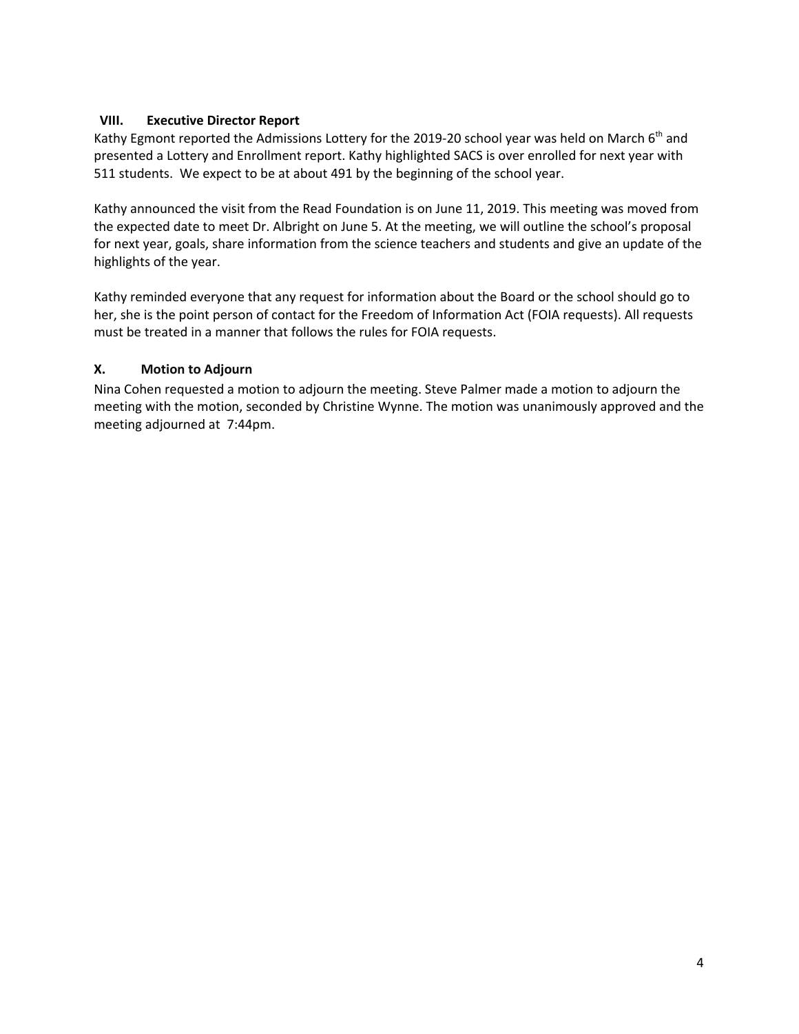## VIII. Executive Director Report

Kathy Egmont reported the Admissions Lottery for the 2019-20 school year was held on March 6th and presented a Lottery and Enrollment report. Kathy highlighted SACS is over enrolled for next year with 511 students. We expect to be at about 491 by the beginning of the school year.

Kathy announced the visit from the Read Foundation is on June 11, 2019. This meeting was moved from the expected date to meet Dr. Albright on June 5. At the meeting, we will outline the school's proposal for next year, goals, share information from the science teachers and students and give an update of the highlights of the year.

Kathy reminded everyone that any request for information about the Board or the school should go to her, she is the point person of contact for the Freedom of Information Act (FOIA requests). All requests must be treated in a manner that follows the rules for FOIA requests.

## X. Motion to Adjourn

Nina Cohen requested a motion to adjourn the meeting. Steve Palmer made a motion to adjourn the meeting with the motion, seconded by Christine Wynne. The motion was unanimously approved and the meeting adjourned at 7:44pm.